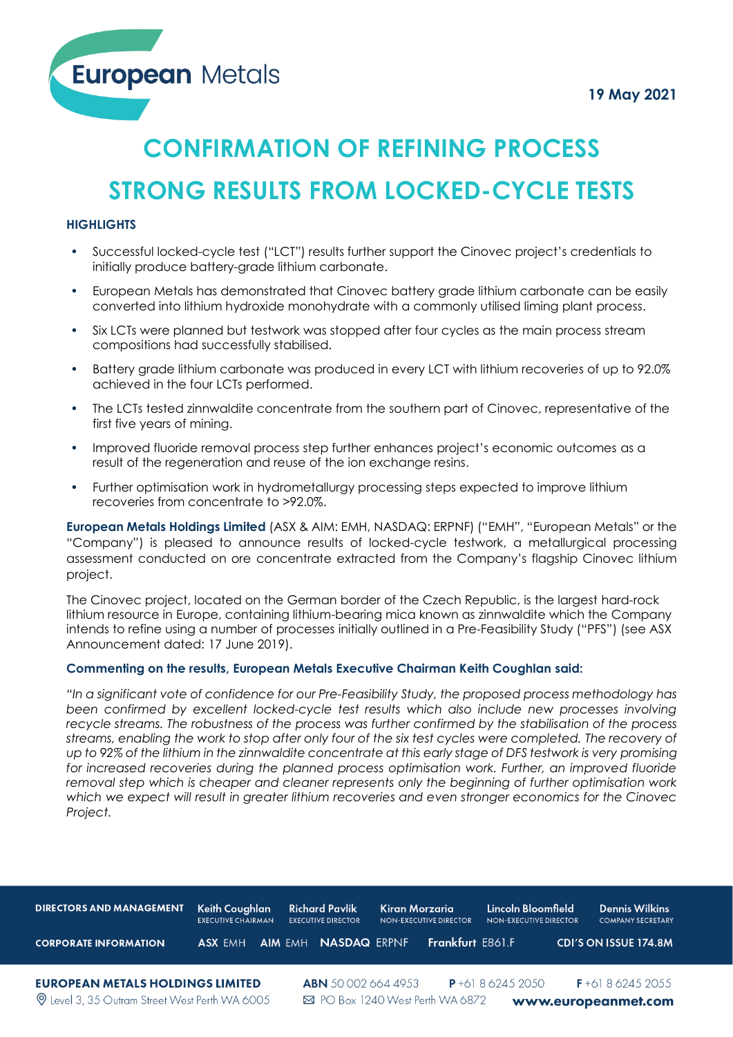European Metals

19 May 2021

# CONFIRMATION OF REFINING PROCESS

# STRONG RESULTS FROM LOCKED-CYCLE TESTS

## HIGHLIGHTS

- Successful locked-cycle test ("LCT") results further support the Cinovec project's credentials to initially produce battery-grade lithium carbonate.
- European Metals has demonstrated that Cinovec battery grade lithium carbonate can be easily converted into lithium hydroxide monohydrate with a commonly utilised liming plant process.
- Six LCTs were planned but testwork was stopped after four cycles as the main process stream compositions had successfully stabilised.
- Battery grade lithium carbonate was produced in every LCT with lithium recoveries of up to 92.0% achieved in the four LCTs performed.
- The LCTs tested zinnwaldite concentrate from the southern part of Cinovec, representative of the first five years of mining.
- Improved fluoride removal process step further enhances project's economic outcomes as a result of the regeneration and reuse of the ion exchange resins.
- Further optimisation work in hydrometallurgy processing steps expected to improve lithium recoveries from concentrate to >92.0%.

**European Metals Holdings Limited** (ASX & AIM: EMH, NASDAQ: ERPNF) ("EMH", "European Metals" or the "Company") is pleased to announce results of locked-cycle testwork, a metallurgical processing assessment conducted on ore concentrate extracted from the Company's flagship Cinovec lithium project.

The Cinovec project, located on the German border of the Czech Republic, is the largest hard-rock lithium resource in Europe, containing lithium-bearing mica known as zinnwaldite which the Company intends to refine using a number of processes initially outlined in a Pre-Feasibility Study ("PFS") (see ASX Announcement dated: 17 June 2019).

**Commenting on the results, European Metals Executive Chairman Keith Coughlan said:**

*"In a significant vote of confidence for our Pre-Feasibility Study, the proposed process methodology has been confirmed by excellent locked-cycle test results which also include new processes involving recycle streams. The robustness of the process was further confirmed by the stabilisation of the process streams, enabling the work to stop after only four of the six test cycles were completed. The recovery of up to 92% of the lithium in the zinnwaldite concentrate at this early stage of DFS testwork is very promising for increased recoveries during the planned process optimisation work. Further, an improved fluoride removal step which is cheaper and cleaner represents only the beginning of further optimisation work which we expect will result in greater lithium recoveries and even stronger economics for the Cinovec Project.*

| DIRECTORS AND MANAGEMENT | Keith Coughlan EXECUTIVE CHAIRMAN | Richard Pavlik EXECUTIVE DIRECTOR | Kiran Morzaria NON-EXECUTIVE DIRECTOR | Lincoln Bloomfield NON-EXECUTIVE DIRECTOR | Dennis Wilkins COMPANY SECRETARY |
|---|---|---|---|---|---|
| CORPORATE INFORMATION | ASX EMH | AIM EMH | NASDAQ ERPNF | Frankfurt E861.F | CDI'S ON ISSUE 174.8M |

**EUROPEAN METALS HOLDINGS LIMITED** ABN 50 002 664 4953 P +61 8 6245 2050 F +61 8 6245 2055
Level 3, 35 Outram Street West Perth WA 6005 PO Box 1240 West Perth WA 6872 www.europeanmet.com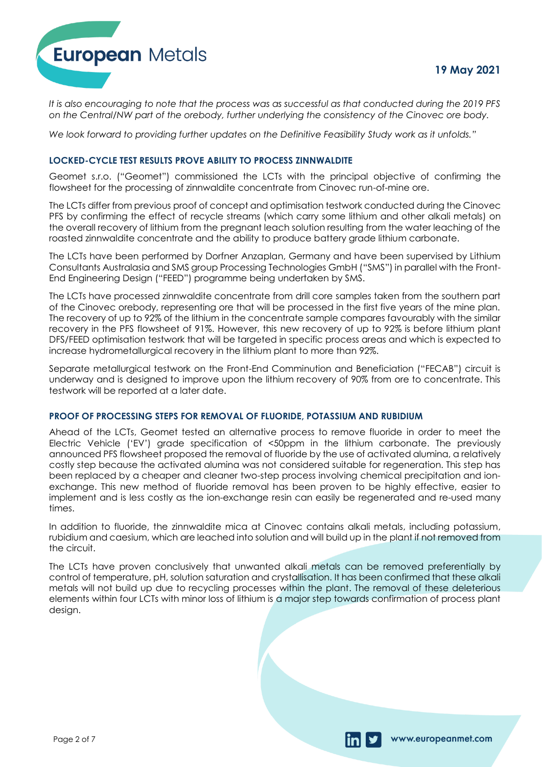*It is also encouraging to note that the process was as successful as that conducted during the 2019 PFS on the Central/NW part of the orebody, further underlining the consistency of the Cinovec ore body.*

*We look forward to providing further updates on the Definitive Feasibility Study work as it unfolds."*

## LOCKED-CYCLE TEST RESULTS PROVE ABILITY TO PROCESS ZINNWALDITE

Geomet s.r.o. ("Geomet") commissioned the LCTs with the principal objective of confirming the flowsheet for the processing of zinnwaldite concentrate from Cinovec run-of-mine ore.

The LCTs differ from previous proof of concept and optimisation testwork conducted during the Cinovec PFS by confirming the effect of recycle streams (which carry some lithium and other alkali metals) on the overall recovery of lithium from the pregnant leach solution resulting from the water leaching of the roasted zinnwaldite concentrate and the ability to produce battery grade lithium carbonate.

The LCTs have been performed by Dorfner Anzaplan, Germany and have been supervised by Lithium Consultants Australasia and SMS group Processing Technologies GmbH ("SMS") in parallel with the Front-End Engineering Design ("FEED") programme being undertaken by SMS.

The LCTs have processed zinnwaldite concentrate from drill core samples taken from the southern part of the Cinovec orebody, representing ore that will be processed in the first five years of the mine plan. The recovery of up to 92% of the lithium in the concentrate sample compares favourably with the similar recovery in the PFS flowsheet of 91%. However, this new recovery of up to 92% is before lithium plant DFS/FEED optimisation testwork that will be targeted in specific process areas and which is expected to increase hydrometallurgical recovery in the lithium plant to more than 92%.

Separate metallurgical testwork on the Front-End Comminution and Beneficiation ("FECAB") circuit is underway and is designed to improve upon the lithium recovery of 90% from ore to concentrate. This testwork will be reported at a later date.

## PROOF OF PROCESSING STEPS FOR REMOVAL OF FLUORIDE, POTASSIUM AND RUBIDIUM

Ahead of the LCTs, Geomet tested an alternative process to remove fluoride in order to meet the Electric Vehicle ('EV') grade specification of <50ppm in the lithium carbonate. The previously announced PFS flowsheet proposed the removal of fluoride by the use of activated alumina, a relatively costly step because the activated alumina was not considered suitable for regeneration. This step has been replaced by a cheaper and cleaner two-step process involving chemical precipitation and ion-exchange. This new method of fluoride removal has been proven to be highly effective, easier to implement and is less costly as the ion-exchange resin can easily be regenerated and re-used many times.

In addition to fluoride, the zinnwaldite mica at Cinovec contains alkali metals, including potassium, rubidium and caesium, which are leached into solution and will build up in the plant if not removed from the circuit.

The LCTs have proven conclusively that unwanted alkali metals can be removed preferentially by control of temperature, pH, solution saturation and crystallisation. It has been confirmed that these alkali metals will not build up due to recycling processes within the plant. The removal of these deleterious elements within four LCTs with minor loss of lithium is a major step towards confirmation of process plant design.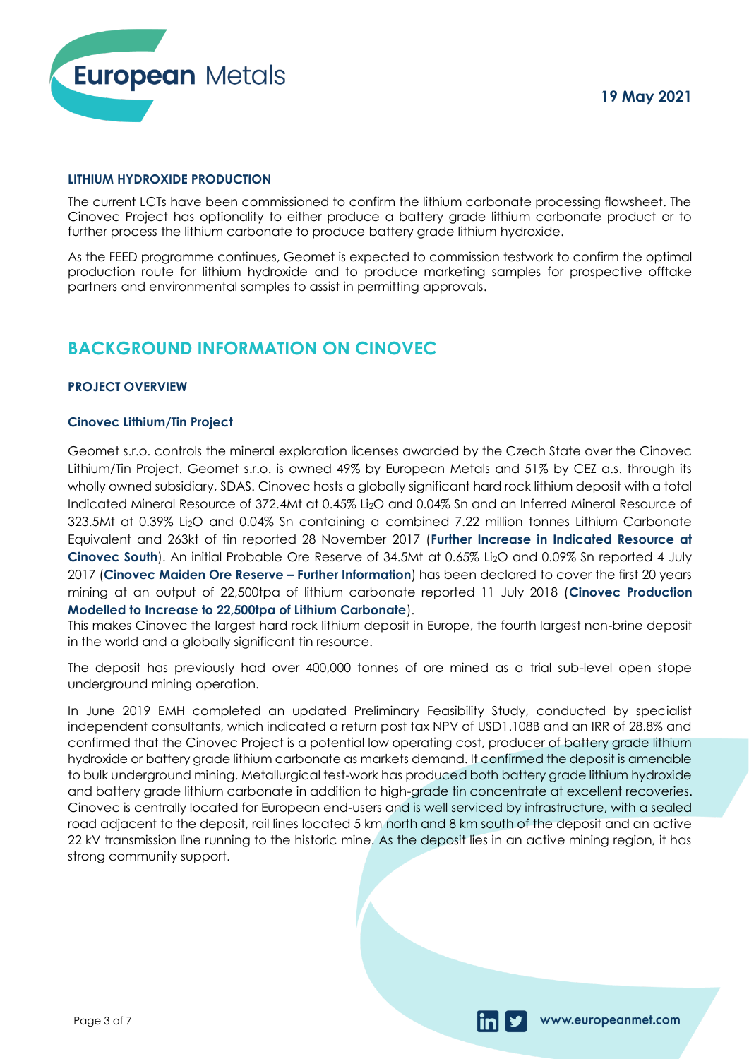### LITHIUM HYDROXIDE PRODUCTION

The current LCTs have been commissioned to confirm the lithium carbonate processing flowsheet. The Cinovec Project has optionality to either produce a battery grade lithium carbonate product or to further process the lithium carbonate to produce battery grade lithium hydroxide.

As the FEED programme continues, Geomet is expected to commission testwork to confirm the optimal production route for lithium hydroxide and to produce marketing samples for prospective offtake partners and environmental samples to assist in permitting approvals.

## BACKGROUND INFORMATION ON CINOVEC

### PROJECT OVERVIEW

#### Cinovec Lithium/Tin Project

Geomet s.r.o. controls the mineral exploration licenses awarded by the Czech State over the Cinovec Lithium/Tin Project. Geomet s.r.o. is owned 49% by European Metals and 51% by CEZ a.s. through its wholly owned subsidiary, SDAS. Cinovec hosts a globally significant hard rock lithium deposit with a total Indicated Mineral Resource of 372.4Mt at 0.45% $Li_2O$ and 0.04% Sn and an Inferred Mineral Resource of 323.5Mt at 0.39% $Li_2O$ and 0.04% Sn containing a combined 7.22 million tonnes Lithium Carbonate Equivalent and 263kt of tin reported 28 November 2017 (**Further Increase in Indicated Resource at Cinovec South**). An initial Probable Ore Reserve of 34.5Mt at 0.65% $Li_2O$ and 0.09% Sn reported 4 July 2017 (**Cinovec Maiden Ore Reserve – Further Information**) has been declared to cover the first 20 years mining at an output of 22,500tpa of lithium carbonate reported 11 July 2018 (**Cinovec Production Modelled to Increase to 22,500tpa of Lithium Carbonate**).
This makes Cinovec the largest hard rock lithium deposit in Europe, the fourth largest non-brine deposit in the world and a globally significant tin resource.

The deposit has previously had over 400,000 tonnes of ore mined as a trial sub-level open stope underground mining operation.

In June 2019 EMH completed an updated Preliminary Feasibility Study, conducted by specialist independent consultants, which indicated a return post tax NPV of USD1.108B and an IRR of 28.8% and confirmed that the Cinovec Project is a potential low operating cost, producer of battery grade lithium hydroxide or battery grade lithium carbonate as markets demand. It confirmed the deposit is amenable to bulk underground mining. Metallurgical test-work has produced both battery grade lithium hydroxide and battery grade lithium carbonate in addition to high-grade tin concentrate at excellent recoveries. Cinovec is centrally located for European end-users and is well serviced by infrastructure, with a sealed road adjacent to the deposit, rail lines located 5 km north and 8 km south of the deposit and an active 22 kV transmission line running to the historic mine. As the deposit lies in an active mining region, it has strong community support.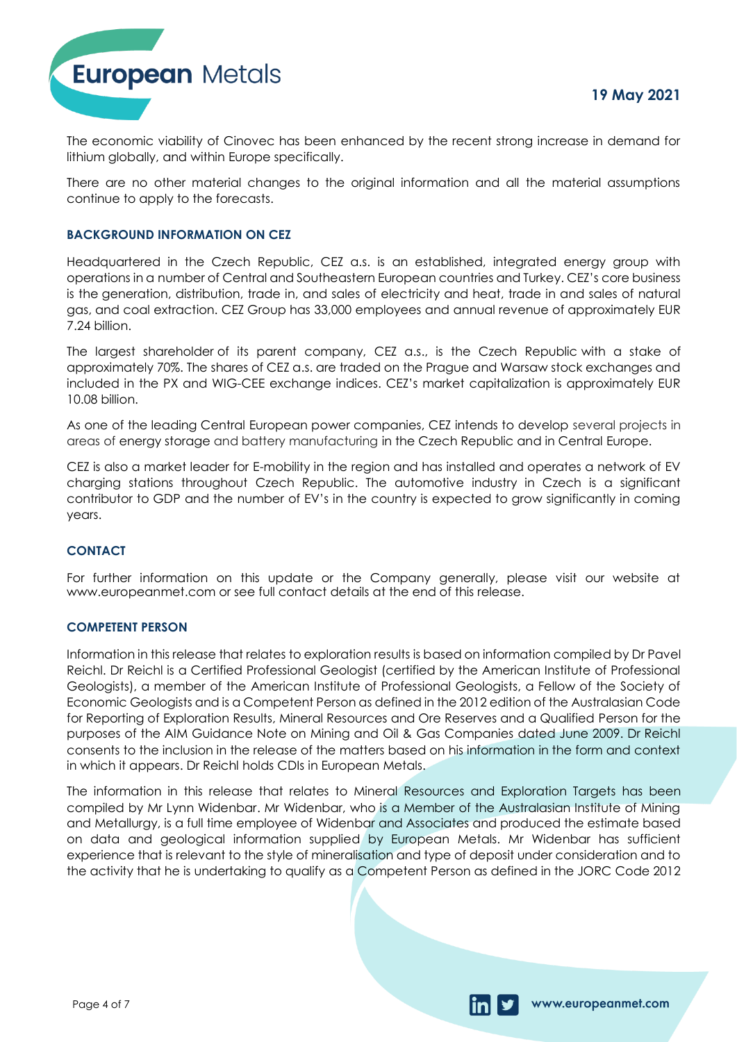The economic viability of Cinovec has been enhanced by the recent strong increase in demand for lithium globally, and within Europe specifically.

There are no other material changes to the original information and all the material assumptions continue to apply to the forecasts.

## BACKGROUND INFORMATION ON CEZ

Headquartered in the Czech Republic, CEZ a.s. is an established, integrated energy group with operations in a number of Central and Southeastern European countries and Turkey. CEZ's core business is the generation, distribution, trade in, and sales of electricity and heat, trade in and sales of natural gas, and coal extraction. CEZ Group has 33,000 employees and annual revenue of approximately EUR 7.24 billion.

The largest shareholder of its parent company, CEZ a.s., is the Czech Republic with a stake of approximately 70%. The shares of CEZ a.s. are traded on the Prague and Warsaw stock exchanges and included in the PX and WIG-CEE exchange indices. CEZ's market capitalization is approximately EUR 10.08 billion.

As one of the leading Central European power companies, CEZ intends to develop several projects in areas of energy storage and battery manufacturing in the Czech Republic and in Central Europe.

CEZ is also a market leader for E-mobility in the region and has installed and operates a network of EV charging stations throughout Czech Republic. The automotive industry in Czech is a significant contributor to GDP and the number of EV's in the country is expected to grow significantly in coming years.

## CONTACT

For further information on this update or the Company generally, please visit our website at www.europeanmet.com or see full contact details at the end of this release.

## COMPETENT PERSON

Information in this release that relates to exploration results is based on information compiled by Dr Pavel Reichl. Dr Reichl is a Certified Professional Geologist (certified by the American Institute of Professional Geologists), a member of the American Institute of Professional Geologists, a Fellow of the Society of Economic Geologists and is a Competent Person as defined in the 2012 edition of the Australasian Code for Reporting of Exploration Results, Mineral Resources and Ore Reserves and a Qualified Person for the purposes of the AIM Guidance Note on Mining and Oil & Gas Companies dated June 2009. Dr Reichl consents to the inclusion in the release of the matters based on his information in the form and context in which it appears. Dr Reichl holds CDIs in European Metals.

The information in this release that relates to Mineral Resources and Exploration Targets has been compiled by Mr Lynn Widenbar. Mr Widenbar, who is a Member of the Australasian Institute of Mining and Metallurgy, is a full time employee of Widenbar and Associates and produced the estimate based on data and geological information supplied by European Metals. Mr Widenbar has sufficient experience that is relevant to the style of mineralisation and type of deposit under consideration and to the activity that he is undertaking to qualify as a Competent Person as defined in the JORC Code 2012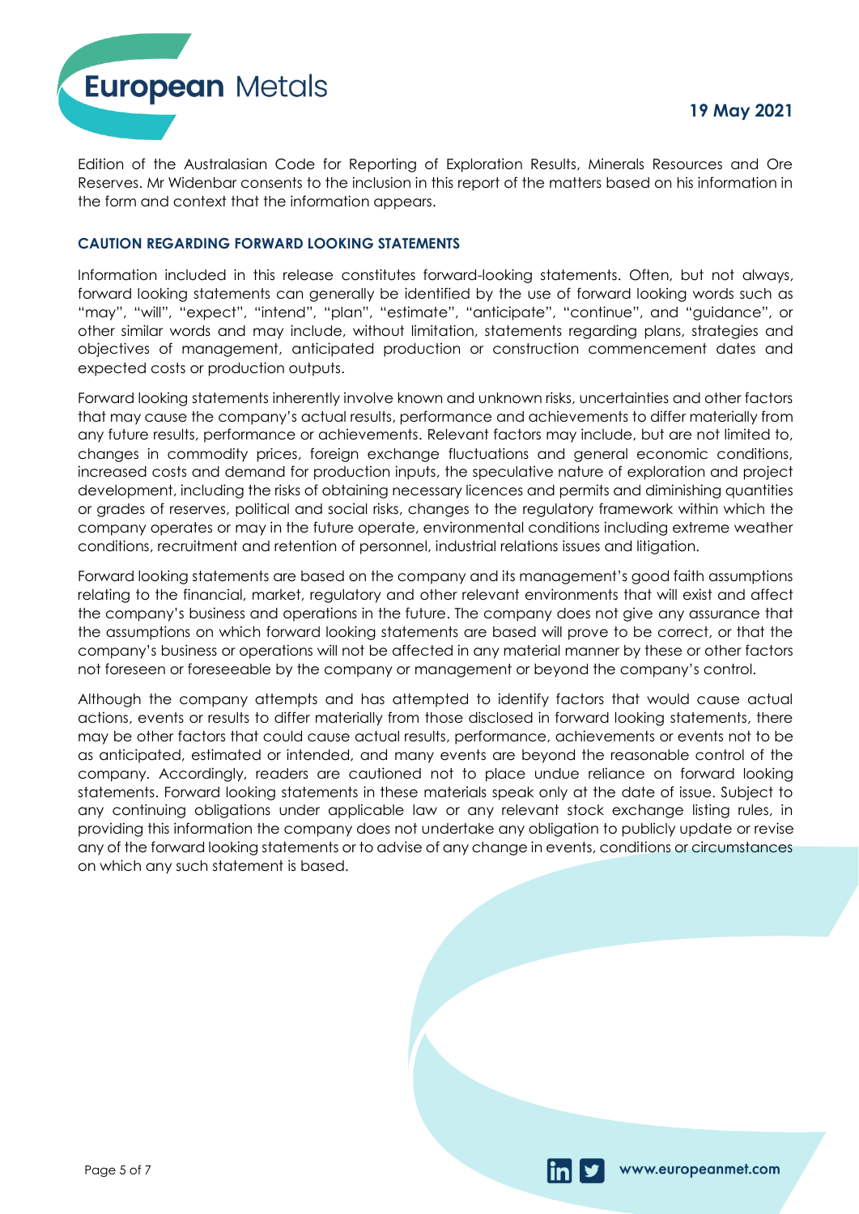Edition of the Australasian Code for Reporting of Exploration Results, Minerals Resources and Ore Reserves. Mr Widenbar consents to the inclusion in this report of the matters based on his information in the form and context that the information appears.

### CAUTION REGARDING FORWARD LOOKING STATEMENTS

Information included in this release constitutes forward-looking statements. Often, but not always, forward looking statements can generally be identified by the use of forward looking words such as "may", "will", "expect", "intend", "plan", "estimate", "anticipate", "continue", and "guidance", or other similar words and may include, without limitation, statements regarding plans, strategies and objectives of management, anticipated production or construction commencement dates and expected costs or production outputs.

Forward looking statements inherently involve known and unknown risks, uncertainties and other factors that may cause the company's actual results, performance and achievements to differ materially from any future results, performance or achievements. Relevant factors may include, but are not limited to, changes in commodity prices, foreign exchange fluctuations and general economic conditions, increased costs and demand for production inputs, the speculative nature of exploration and project development, including the risks of obtaining necessary licences and permits and diminishing quantities or grades of reserves, political and social risks, changes to the regulatory framework within which the company operates or may in the future operate, environmental conditions including extreme weather conditions, recruitment and retention of personnel, industrial relations issues and litigation.

Forward looking statements are based on the company and its management's good faith assumptions relating to the financial, market, regulatory and other relevant environments that will exist and affect the company's business and operations in the future. The company does not give any assurance that the assumptions on which forward looking statements are based will prove to be correct, or that the company's business or operations will not be affected in any material manner by these or other factors not foreseen or foreseeable by the company or management or beyond the company's control.

Although the company attempts and has attempted to identify factors that would cause actual actions, events or results to differ materially from those disclosed in forward looking statements, there may be other factors that could cause actual results, performance, achievements or events not to be as anticipated, estimated or intended, and many events are beyond the reasonable control of the company. Accordingly, readers are cautioned not to place undue reliance on forward looking statements. Forward looking statements in these materials speak only at the date of issue. Subject to any continuing obligations under applicable law or any relevant stock exchange listing rules, in providing this information the company does not undertake any obligation to publicly update or revise any of the forward looking statements or to advise of any change in events, conditions or circumstances on which any such statement is based.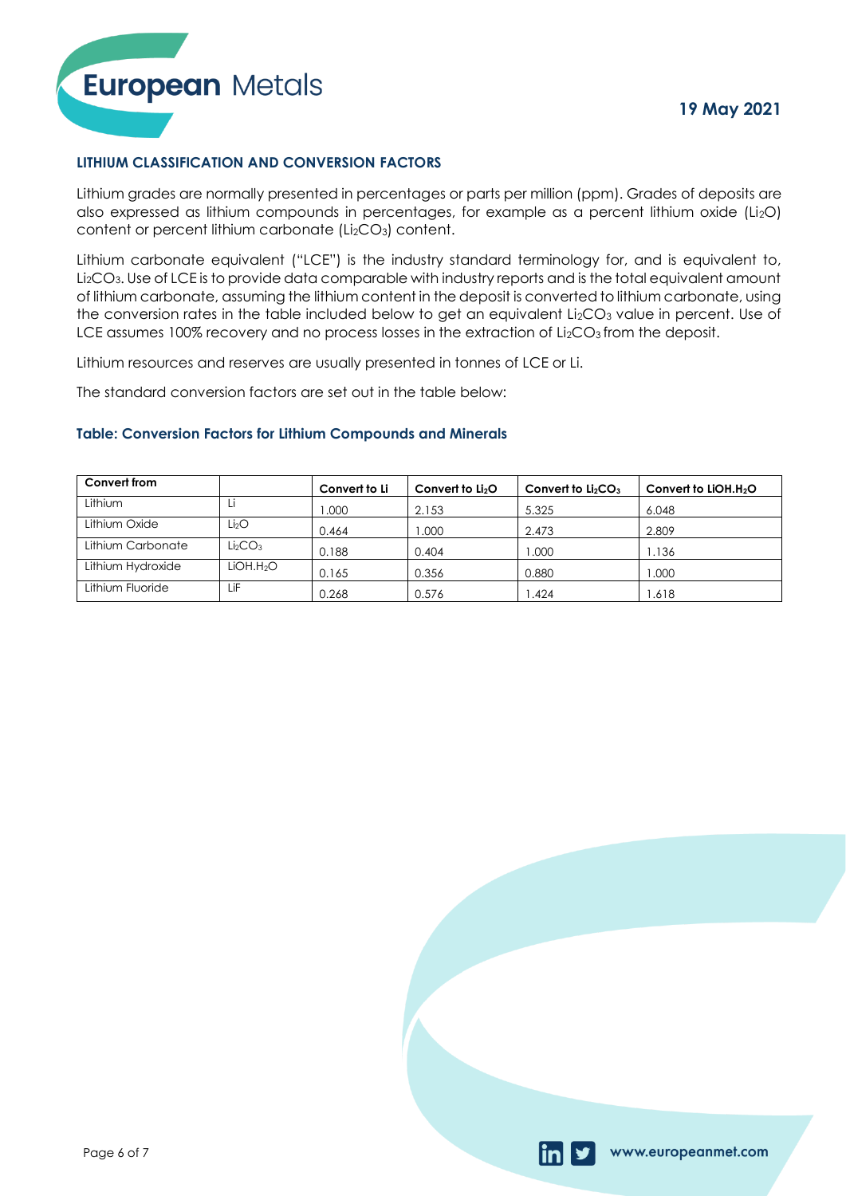## LITHIUM CLASSIFICATION AND CONVERSION FACTORS

Lithium grades are normally presented in percentages or parts per million (ppm). Grades of deposits are also expressed as lithium compounds in percentages, for example as a percent lithium oxide ($Li_2O$) content or percent lithium carbonate ($Li_2CO_3$) content.

Lithium carbonate equivalent ("LCE") is the industry standard terminology for, and is equivalent to, $Li_2CO_3$. Use of LCE is to provide data comparable with industry reports and is the total equivalent amount of lithium carbonate, assuming the lithium content in the deposit is converted to lithium carbonate, using the conversion rates in the table included below to get an equivalent $Li_2CO_3$ value in percent. Use of LCE assumes 100% recovery and no process losses in the extraction of $Li_2CO_3$ from the deposit.

Lithium resources and reserves are usually presented in tonnes of LCE or Li.

The standard conversion factors are set out in the table below:

### Table: Conversion Factors for Lithium Compounds and Minerals

| Convert from | | Convert to Li | Convert to $Li_2O$ | Convert to $Li_2CO_3$ | Convert to $LiOH.H_2O$ |
|---|---|---|---|---|---|
| Lithium | Li | 1.000 | 2.153 | 5.325 | 6.048 |
| Lithium Oxide | $Li_2O$ | 0.464 | 1.000 | 2.473 | 2.809 |
| Lithium Carbonate | $Li_2CO_3$ | 0.188 | 0.404 | 1.000 | 1.136 |
| Lithium Hydroxide | $LiOH.H_2O$ | 0.165 | 0.356 | 0.880 | 1.000 |
| Lithium Fluoride | LiF | 0.268 | 0.576 | 1.424 | 1.618 |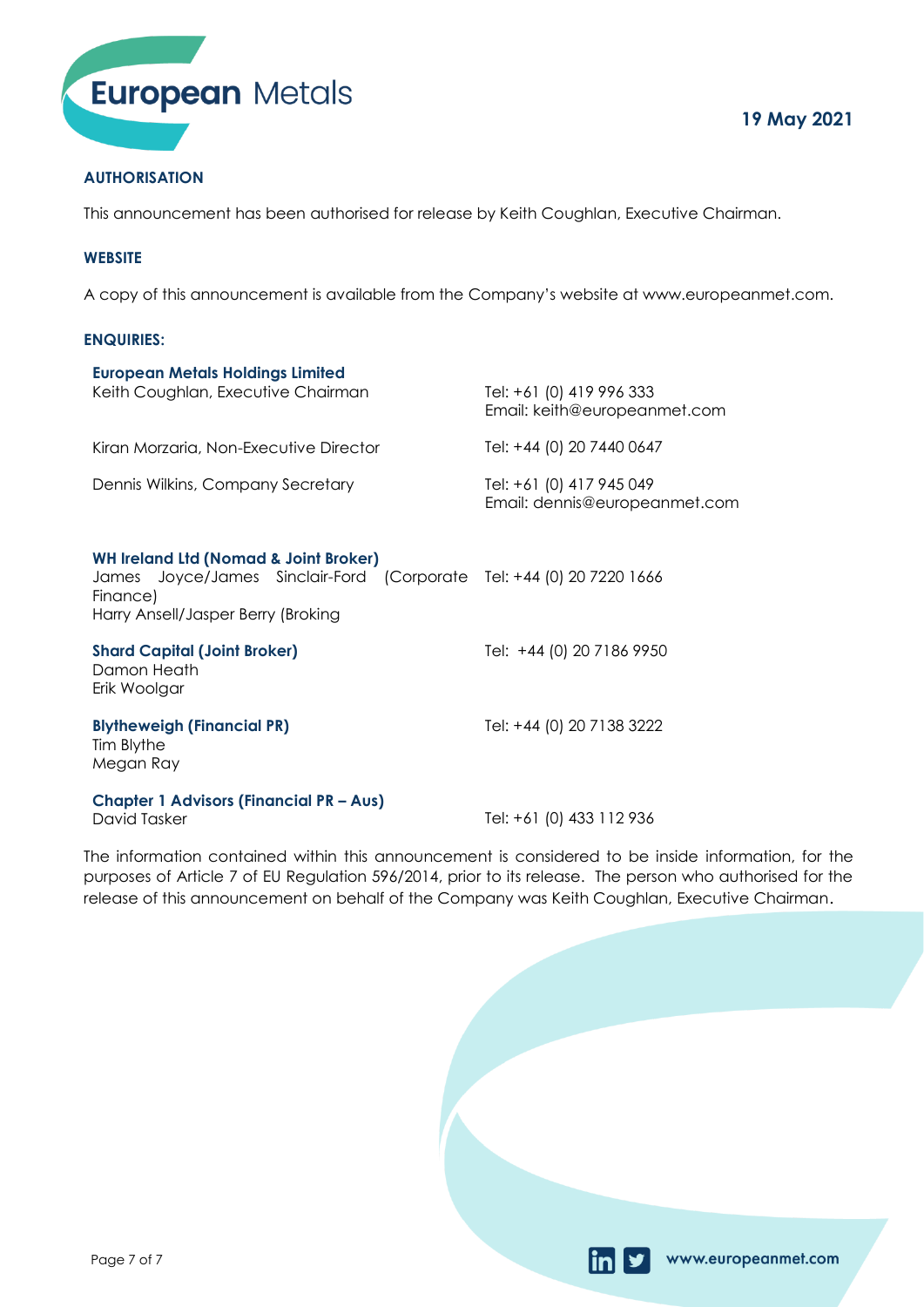## AUTHORISATION

This announcement has been authorised for release by Keith Coughlan, Executive Chairman.

## WEBSITE

A copy of this announcement is available from the Company's website at www.europeanmet.com.

## ENQUIRIES:

| | |
|---|---|
| **European Metals Holdings Limited** | |
| Keith Coughlan, Executive Chairman | Tel: +61 (0) 419 996 333<br>Email: keith@europeanmet.com |
| Kiran Morzaria, Non-Executive Director | Tel: +44 (0) 20 7440 0647 |
| Dennis Wilkins, Company Secretary | Tel: +61 (0) 417 945 049<br>Email: dennis@europeanmet.com |
| **WH Ireland Ltd (Nomad & Joint Broker)** | |
| James Joyce/James Sinclair-Ford (Corporate Finance)<br>Harry Ansell/Jasper Berry (Broking | Tel: +44 (0) 20 7220 1666 |
| **Shard Capital (Joint Broker)**<br>Damon Heath<br>Erik Woolgar | Tel: +44 (0) 20 7186 9950 |
| **Blytheweigh (Financial PR)**<br>Tim Blythe<br>Megan Ray | Tel: +44 (0) 20 7138 3222 |
| **Chapter 1 Advisors (Financial PR – Aus)**<br>David Tasker | Tel: +61 (0) 433 112 936 |

The information contained within this announcement is considered to be inside information, for the purposes of Article 7 of EU Regulation 596/2014, prior to its release. The person who authorised for the release of this announcement on behalf of the Company was Keith Coughlan, Executive Chairman.